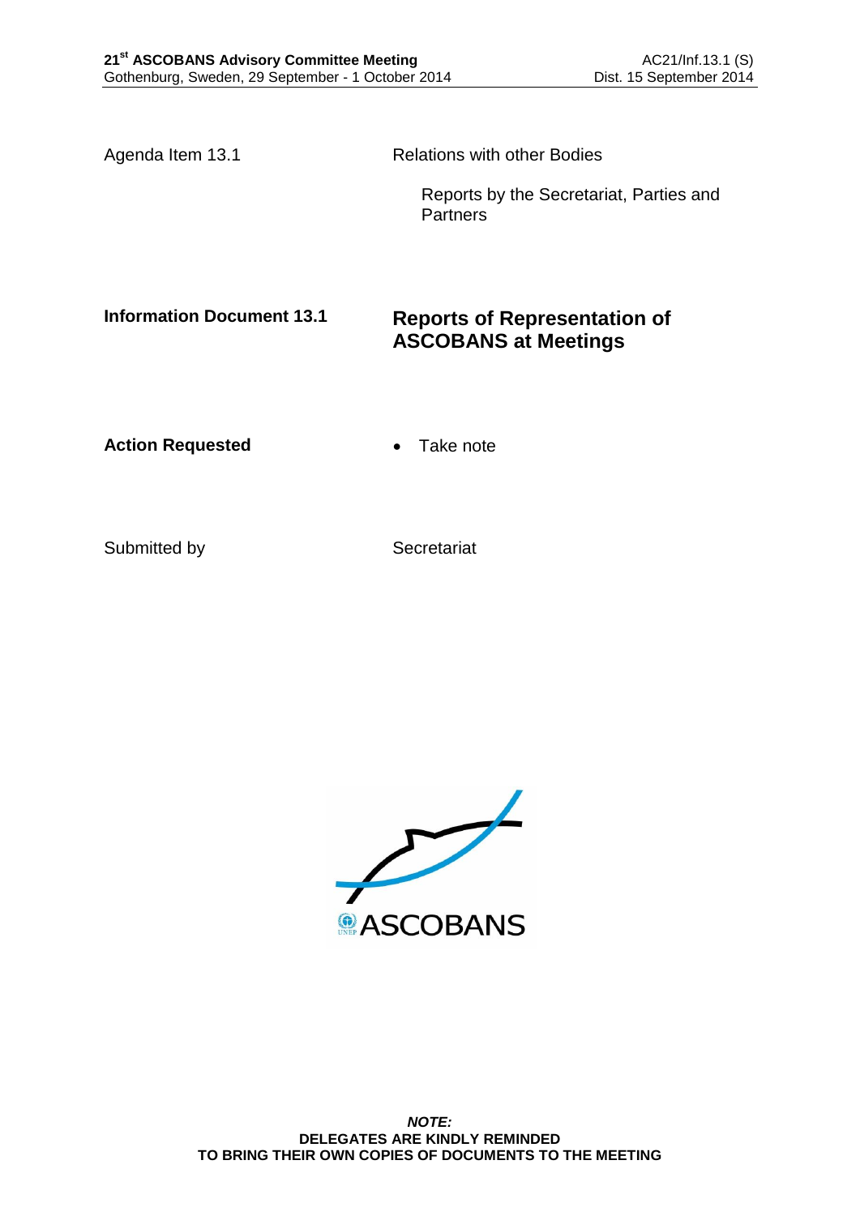Agenda Item 13.1

Relations with other Bodies

Reports by the Secretariat, Parties and Partners

**Information Document 13.1**

# Reports of Representation of ASCOBANS at Meetings

**Action Requested**

- Take note

Submitted by

Secretariat

ASCOBANS

***NOTE:***
**DELEGATES ARE KINDLY REMINDED**
**TO BRING THEIR OWN COPIES OF DOCUMENTS TO THE MEETING**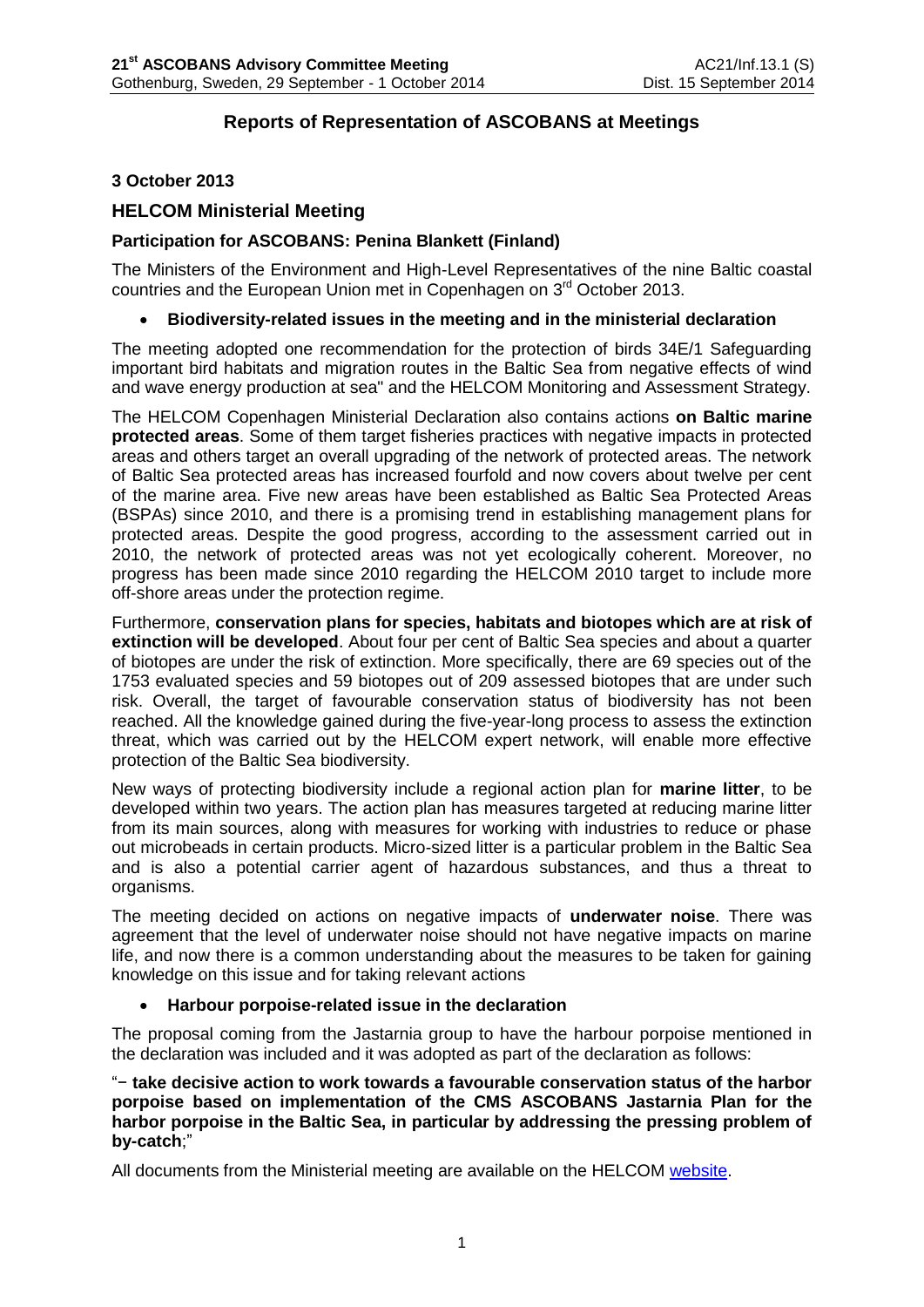# Reports of Representation of ASCOBANS at Meetings

**3 October 2013**

## HELCOM Ministerial Meeting

### Participation for ASCOBANS: Penina Blankett (Finland)

The Ministers of the Environment and High-Level Representatives of the nine Baltic coastal countries and the European Union met in Copenhagen on 3rd October 2013.

- **Biodiversity-related issues in the meeting and in the ministerial declaration**

The meeting adopted one recommendation for the protection of birds 34E/1 Safeguarding important bird habitats and migration routes in the Baltic Sea from negative effects of wind and wave energy production at sea" and the HELCOM Monitoring and Assessment Strategy.

The HELCOM Copenhagen Ministerial Declaration also contains actions **on Baltic marine protected areas**. Some of them target fisheries practices with negative impacts in protected areas and others target an overall upgrading of the network of protected areas. The network of Baltic Sea protected areas has increased fourfold and now covers about twelve per cent of the marine area. Five new areas have been established as Baltic Sea Protected Areas (BSPAs) since 2010, and there is a promising trend in establishing management plans for protected areas. Despite the good progress, according to the assessment carried out in 2010, the network of protected areas was not yet ecologically coherent. Moreover, no progress has been made since 2010 regarding the HELCOM 2010 target to include more off-shore areas under the protection regime.

Furthermore, **conservation plans for species, habitats and biotopes which are at risk of extinction will be developed**. About four per cent of Baltic Sea species and about a quarter of biotopes are under the risk of extinction. More specifically, there are 69 species out of the 1753 evaluated species and 59 biotopes out of 209 assessed biotopes that are under such risk. Overall, the target of favourable conservation status of biodiversity has not been reached. All the knowledge gained during the five-year-long process to assess the extinction threat, which was carried out by the HELCOM expert network, will enable more effective protection of the Baltic Sea biodiversity.

New ways of protecting biodiversity include a regional action plan for **marine litter**, to be developed within two years. The action plan has measures targeted at reducing marine litter from its main sources, along with measures for working with industries to reduce or phase out microbeads in certain products. Micro-sized litter is a particular problem in the Baltic Sea and is also a potential carrier agent of hazardous substances, and thus a threat to organisms.

The meeting decided on actions on negative impacts of **underwater noise**. There was agreement that the level of underwater noise should not have negative impacts on marine life, and now there is a common understanding about the measures to be taken for gaining knowledge on this issue and for taking relevant actions

- **Harbour porpoise-related issue in the declaration**

The proposal coming from the Jastarnia group to have the harbour porpoise mentioned in the declaration was included and it was adopted as part of the declaration as follows:

"− **take decisive action to work towards a favourable conservation status of the harbor porpoise based on implementation of the CMS ASCOBANS Jastarnia Plan for the harbor porpoise in the Baltic Sea, in particular by addressing the pressing problem of by-catch**;"

All documents from the Ministerial meeting are available on the HELCOM website.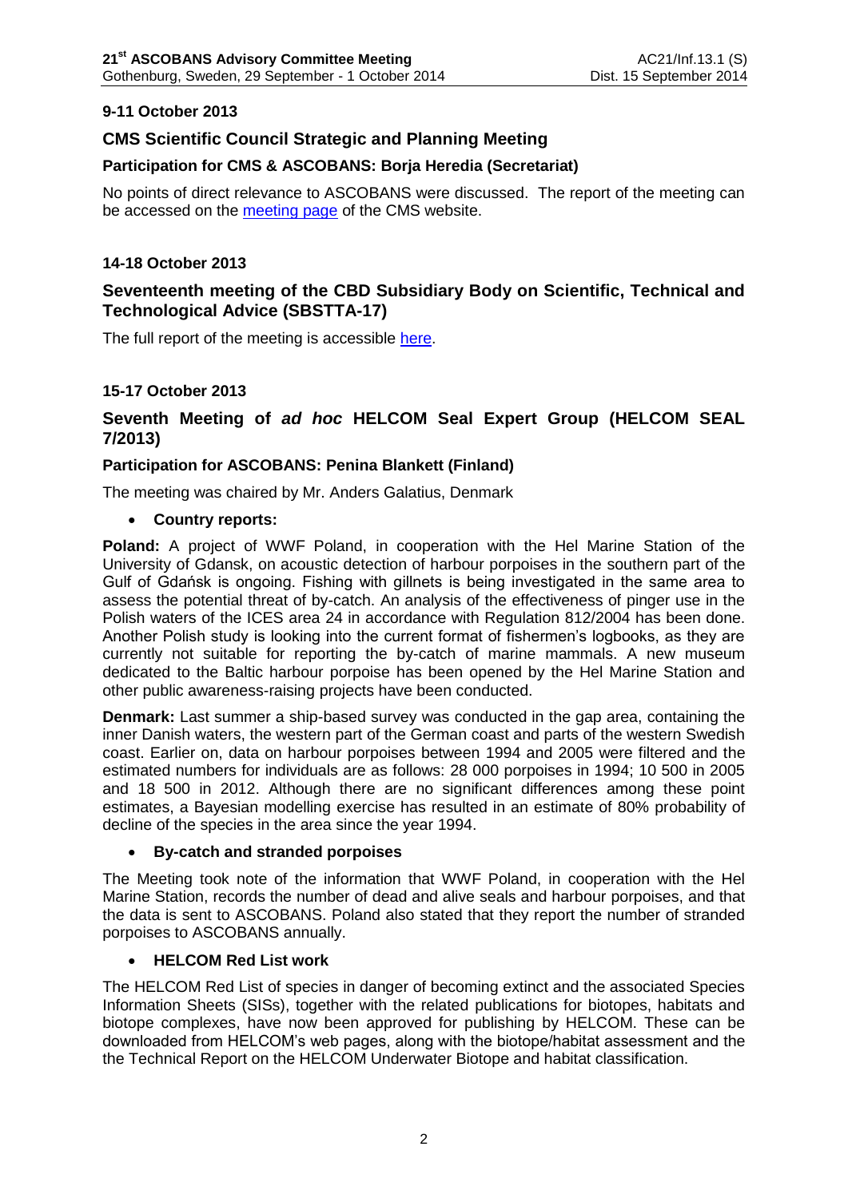**9-11 October 2013**

## CMS Scientific Council Strategic and Planning Meeting

**Participation for CMS & ASCOBANS: Borja Heredia (Secretariat)**

No points of direct relevance to ASCOBANS were discussed. The report of the meeting can be accessed on the meeting page of the CMS website.

**14-18 October 2013**

## Seventeenth meeting of the CBD Subsidiary Body on Scientific, Technical and Technological Advice (SBSTTA-17)

The full report of the meeting is accessible here.

**15-17 October 2013**

## Seventh Meeting of *ad hoc* HELCOM Seal Expert Group (HELCOM SEAL 7/2013)

**Participation for ASCOBANS: Penina Blankett (Finland)**

The meeting was chaired by Mr. Anders Galatius, Denmark

- **Country reports:**

**Poland:** A project of WWF Poland, in cooperation with the Hel Marine Station of the University of Gdansk, on acoustic detection of harbour porpoises in the southern part of the Gulf of Gdańsk is ongoing. Fishing with gillnets is being investigated in the same area to assess the potential threat of by-catch. An analysis of the effectiveness of pinger use in the Polish waters of the ICES area 24 in accordance with Regulation 812/2004 has been done. Another Polish study is looking into the current format of fishermen's logbooks, as they are currently not suitable for reporting the by-catch of marine mammals. A new museum dedicated to the Baltic harbour porpoise has been opened by the Hel Marine Station and other public awareness-raising projects have been conducted.

**Denmark:** Last summer a ship-based survey was conducted in the gap area, containing the inner Danish waters, the western part of the German coast and parts of the western Swedish coast. Earlier on, data on harbour porpoises between 1994 and 2005 were filtered and the estimated numbers for individuals are as follows: 28 000 porpoises in 1994; 10 500 in 2005 and 18 500 in 2012. Although there are no significant differences among these point estimates, a Bayesian modelling exercise has resulted in an estimate of 80% probability of decline of the species in the area since the year 1994.

- **By-catch and stranded porpoises**

The Meeting took note of the information that WWF Poland, in cooperation with the Hel Marine Station, records the number of dead and alive seals and harbour porpoises, and that the data is sent to ASCOBANS. Poland also stated that they report the number of stranded porpoises to ASCOBANS annually.

- **HELCOM Red List work**

The HELCOM Red List of species in danger of becoming extinct and the associated Species Information Sheets (SISs), together with the related publications for biotopes, habitats and biotope complexes, have now been approved for publishing by HELCOM. These can be downloaded from HELCOM's web pages, along with the biotope/habitat assessment and the the Technical Report on the HELCOM Underwater Biotope and habitat classification.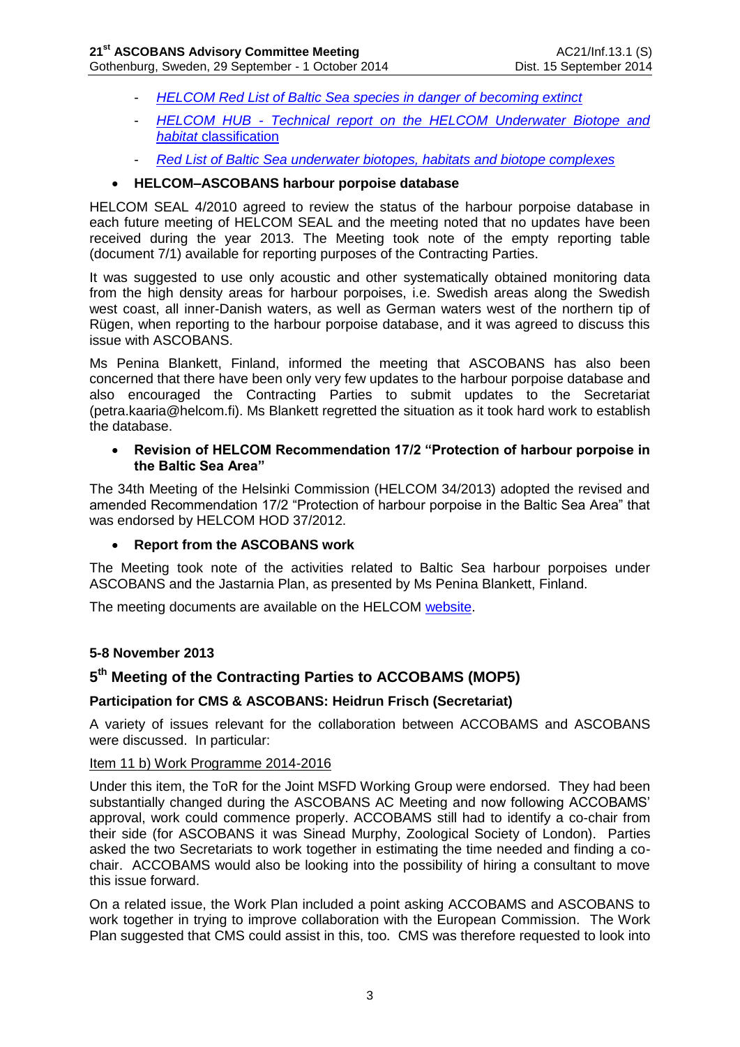- *HELCOM Red List of Baltic Sea species in danger of becoming extinct*
- *HELCOM HUB - Technical report on the HELCOM Underwater Biotope and habitat* classification
- *Red List of Baltic Sea underwater biotopes, habitats and biotope complexes*

- **HELCOM–ASCOBANS harbour porpoise database**

HELCOM SEAL 4/2010 agreed to review the status of the harbour porpoise database in each future meeting of HELCOM SEAL and the meeting noted that no updates have been received during the year 2013. The Meeting took note of the empty reporting table (document 7/1) available for reporting purposes of the Contracting Parties.

It was suggested to use only acoustic and other systematically obtained monitoring data from the high density areas for harbour porpoises, i.e. Swedish areas along the Swedish west coast, all inner-Danish waters, as well as German waters west of the northern tip of Rügen, when reporting to the harbour porpoise database, and it was agreed to discuss this issue with ASCOBANS.

Ms Penina Blankett, Finland, informed the meeting that ASCOBANS has also been concerned that there have been only very few updates to the harbour porpoise database and also encouraged the Contracting Parties to submit updates to the Secretariat (petra.kaaria@helcom.fi). Ms Blankett regretted the situation as it took hard work to establish the database.

- **Revision of HELCOM Recommendation 17/2 "Protection of harbour porpoise in the Baltic Sea Area"**

The 34th Meeting of the Helsinki Commission (HELCOM 34/2013) adopted the revised and amended Recommendation 17/2 "Protection of harbour porpoise in the Baltic Sea Area" that was endorsed by HELCOM HOD 37/2012.

- **Report from the ASCOBANS work**

The Meeting took note of the activities related to Baltic Sea harbour porpoises under ASCOBANS and the Jastarnia Plan, as presented by Ms Penina Blankett, Finland.

The meeting documents are available on the HELCOM website.

**5-8 November 2013**

## 5th Meeting of the Contracting Parties to ACCOBAMS (MOP5)

### Participation for CMS & ASCOBANS: Heidrun Frisch (Secretariat)

A variety of issues relevant for the collaboration between ACCOBAMS and ASCOBANS were discussed. In particular:

Item 11 b) Work Programme 2014-2016

Under this item, the ToR for the Joint MSFD Working Group were endorsed. They had been substantially changed during the ASCOBANS AC Meeting and now following ACCOBAMS' approval, work could commence properly. ACCOBAMS still had to identify a co-chair from their side (for ASCOBANS it was Sinead Murphy, Zoological Society of London). Parties asked the two Secretariats to work together in estimating the time needed and finding a co-chair. ACCOBAMS would also be looking into the possibility of hiring a consultant to move this issue forward.

On a related issue, the Work Plan included a point asking ACCOBAMS and ASCOBANS to work together in trying to improve collaboration with the European Commission. The Work Plan suggested that CMS could assist in this, too. CMS was therefore requested to look into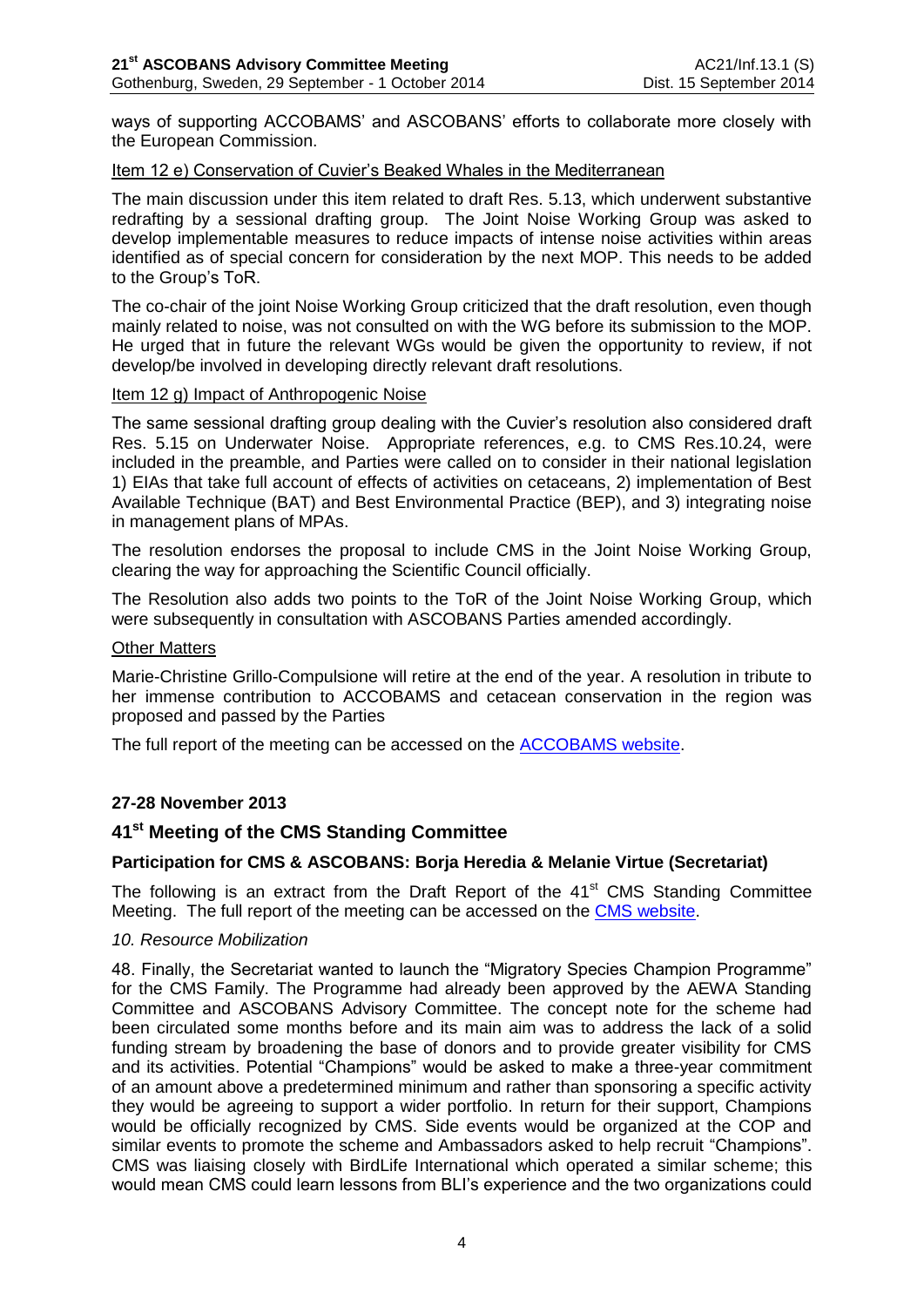ways of supporting ACCOBAMS' and ASCOBANS' efforts to collaborate more closely with the European Commission.

Item 12 e) Conservation of Cuvier's Beaked Whales in the Mediterranean

The main discussion under this item related to draft Res. 5.13, which underwent substantive redrafting by a sessional drafting group. The Joint Noise Working Group was asked to develop implementable measures to reduce impacts of intense noise activities within areas identified as of special concern for consideration by the next MOP. This needs to be added to the Group's ToR.

The co-chair of the joint Noise Working Group criticized that the draft resolution, even though mainly related to noise, was not consulted on with the WG before its submission to the MOP. He urged that in future the relevant WGs would be given the opportunity to review, if not develop/be involved in developing directly relevant draft resolutions.

Item 12 g) Impact of Anthropogenic Noise

The same sessional drafting group dealing with the Cuvier's resolution also considered draft Res. 5.15 on Underwater Noise. Appropriate references, e.g. to CMS Res.10.24, were included in the preamble, and Parties were called on to consider in their national legislation 1) EIAs that take full account of effects of activities on cetaceans, 2) implementation of Best Available Technique (BAT) and Best Environmental Practice (BEP), and 3) integrating noise in management plans of MPAs.

The resolution endorses the proposal to include CMS in the Joint Noise Working Group, clearing the way for approaching the Scientific Council officially.

The Resolution also adds two points to the ToR of the Joint Noise Working Group, which were subsequently in consultation with ASCOBANS Parties amended accordingly.

Other Matters

Marie-Christine Grillo-Compulsione will retire at the end of the year. A resolution in tribute to her immense contribution to ACCOBAMS and cetacean conservation in the region was proposed and passed by the Parties

The full report of the meeting can be accessed on the ACCOBAMS website.

**27-28 November 2013**

## 41st Meeting of the CMS Standing Committee

**Participation for CMS & ASCOBANS: Borja Heredia & Melanie Virtue (Secretariat)**

The following is an extract from the Draft Report of the 41st CMS Standing Committee Meeting. The full report of the meeting can be accessed on the CMS website.

*10. Resource Mobilization*

48. Finally, the Secretariat wanted to launch the "Migratory Species Champion Programme" for the CMS Family. The Programme had already been approved by the AEWA Standing Committee and ASCOBANS Advisory Committee. The concept note for the scheme had been circulated some months before and its main aim was to address the lack of a solid funding stream by broadening the base of donors and to provide greater visibility for CMS and its activities. Potential "Champions" would be asked to make a three-year commitment of an amount above a predetermined minimum and rather than sponsoring a specific activity they would be agreeing to support a wider portfolio. In return for their support, Champions would be officially recognized by CMS. Side events would be organized at the COP and similar events to promote the scheme and Ambassadors asked to help recruit "Champions". CMS was liaising closely with BirdLife International which operated a similar scheme; this would mean CMS could learn lessons from BLI's experience and the two organizations could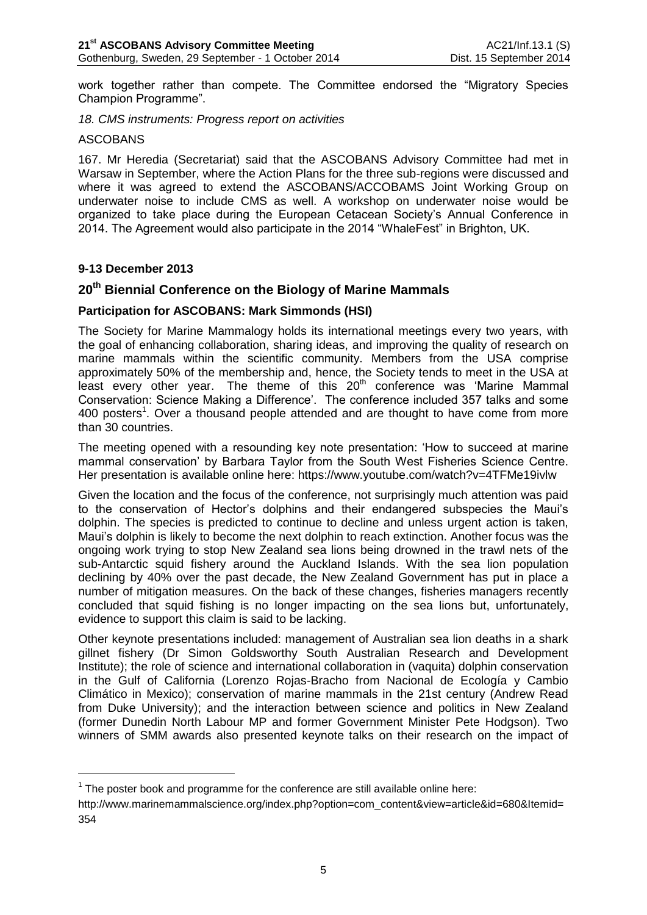work together rather than compete. The Committee endorsed the "Migratory Species Champion Programme".

*18. CMS instruments: Progress report on activities*

ASCOBANS

167. Mr Heredia (Secretariat) said that the ASCOBANS Advisory Committee had met in Warsaw in September, where the Action Plans for the three sub-regions were discussed and where it was agreed to extend the ASCOBANS/ACCOBAMS Joint Working Group on underwater noise to include CMS as well. A workshop on underwater noise would be organized to take place during the European Cetacean Society's Annual Conference in 2014. The Agreement would also participate in the 2014 "WhaleFest" in Brighton, UK.

**9-13 December 2013**

## 20th Biennial Conference on the Biology of Marine Mammals

**Participation for ASCOBANS: Mark Simmonds (HSI)**

The Society for Marine Mammalogy holds its international meetings every two years, with the goal of enhancing collaboration, sharing ideas, and improving the quality of research on marine mammals within the scientific community. Members from the USA comprise approximately 50% of the membership and, hence, the Society tends to meet in the USA at least every other year. The theme of this 20th conference was 'Marine Mammal Conservation: Science Making a Difference'. The conference included 357 talks and some 400 posters[1]. Over a thousand people attended and are thought to have come from more than 30 countries.

The meeting opened with a resounding key note presentation: 'How to succeed at marine mammal conservation' by Barbara Taylor from the South West Fisheries Science Centre. Her presentation is available online here: https://www.youtube.com/watch?v=4TFMe19ivlw

Given the location and the focus of the conference, not surprisingly much attention was paid to the conservation of Hector's dolphins and their endangered subspecies the Maui's dolphin. The species is predicted to continue to decline and unless urgent action is taken, Maui's dolphin is likely to become the next dolphin to reach extinction. Another focus was the ongoing work trying to stop New Zealand sea lions being drowned in the trawl nets of the sub-Antarctic squid fishery around the Auckland Islands. With the sea lion population declining by 40% over the past decade, the New Zealand Government has put in place a number of mitigation measures. On the back of these changes, fisheries managers recently concluded that squid fishing is no longer impacting on the sea lions but, unfortunately, evidence to support this claim is said to be lacking.

Other keynote presentations included: management of Australian sea lion deaths in a shark gillnet fishery (Dr Simon Goldsworthy South Australian Research and Development Institute); the role of science and international collaboration in (vaquita) dolphin conservation in the Gulf of California (Lorenzo Rojas-Bracho from Nacional de Ecología y Cambio Climático in Mexico); conservation of marine mammals in the 21st century (Andrew Read from Duke University); and the interaction between science and politics in New Zealand (former Dunedin North Labour MP and former Government Minister Pete Hodgson). Two winners of SMM awards also presented keynote talks on their research on the impact of

[1] The poster book and programme for the conference are still available online here: http://www.marinemammalscience.org/index.php?option=com_content&view=article&id=680&Itemid=354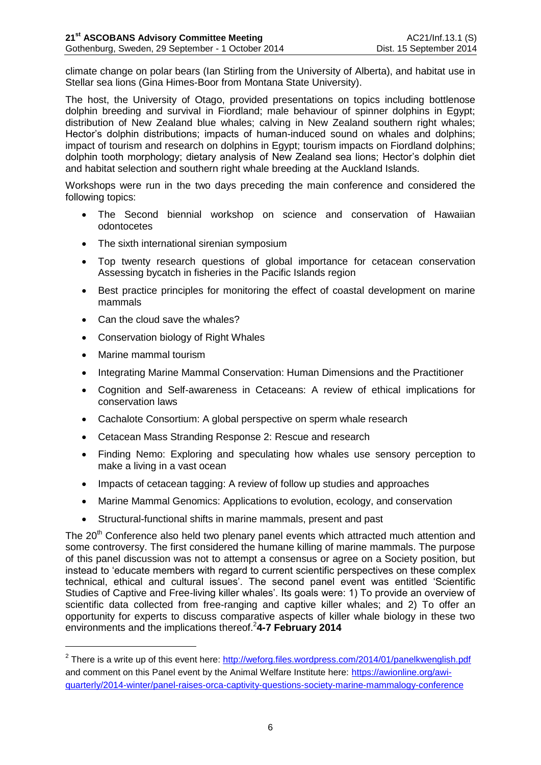climate change on polar bears (Ian Stirling from the University of Alberta), and habitat use in Stellar sea lions (Gina Himes-Boor from Montana State University).

The host, the University of Otago, provided presentations on topics including bottlenose dolphin breeding and survival in Fiordland; male behaviour of spinner dolphins in Egypt; distribution of New Zealand blue whales; calving in New Zealand southern right whales; Hector's dolphin distributions; impacts of human-induced sound on whales and dolphins; impact of tourism and research on dolphins in Egypt; tourism impacts on Fiordland dolphins; dolphin tooth morphology; dietary analysis of New Zealand sea lions; Hector's dolphin diet and habitat selection and southern right whale breeding at the Auckland Islands.

Workshops were run in the two days preceding the main conference and considered the following topics:

- The Second biennial workshop on science and conservation of Hawaiian odontocetes
- The sixth international sirenian symposium
- Top twenty research questions of global importance for cetacean conservation Assessing bycatch in fisheries in the Pacific Islands region
- Best practice principles for monitoring the effect of coastal development on marine mammals
- Can the cloud save the whales?
- Conservation biology of Right Whales
- Marine mammal tourism
- Integrating Marine Mammal Conservation: Human Dimensions and the Practitioner
- Cognition and Self-awareness in Cetaceans: A review of ethical implications for conservation laws
- Cachalote Consortium: A global perspective on sperm whale research
- Cetacean Mass Stranding Response 2: Rescue and research
- Finding Nemo: Exploring and speculating how whales use sensory perception to make a living in a vast ocean
- Impacts of cetacean tagging: A review of follow up studies and approaches
- Marine Mammal Genomics: Applications to evolution, ecology, and conservation
- Structural-functional shifts in marine mammals, present and past

The 20th Conference also held two plenary panel events which attracted much attention and some controversy. The first considered the humane killing of marine mammals. The purpose of this panel discussion was not to attempt a consensus or agree on a Society position, but instead to 'educate members with regard to current scientific perspectives on these complex technical, ethical and cultural issues'. The second panel event was entitled 'Scientific Studies of Captive and Free-living killer whales'. Its goals were: 1) To provide an overview of scientific data collected from free-ranging and captive killer whales; and 2) To offer an opportunity for experts to discuss comparative aspects of killer whale biology in these two environments and the implications thereof.[2] **4-7 February 2014**

[2] There is a write up of this event here: http://weforg.files.wordpress.com/2014/01/panelkwenglish.pdf and comment on this Panel event by the Animal Welfare Institute here: https://awionline.org/awi-quarterly/2014-winter/panel-raises-orca-captivity-questions-society-marine-mammalogy-conference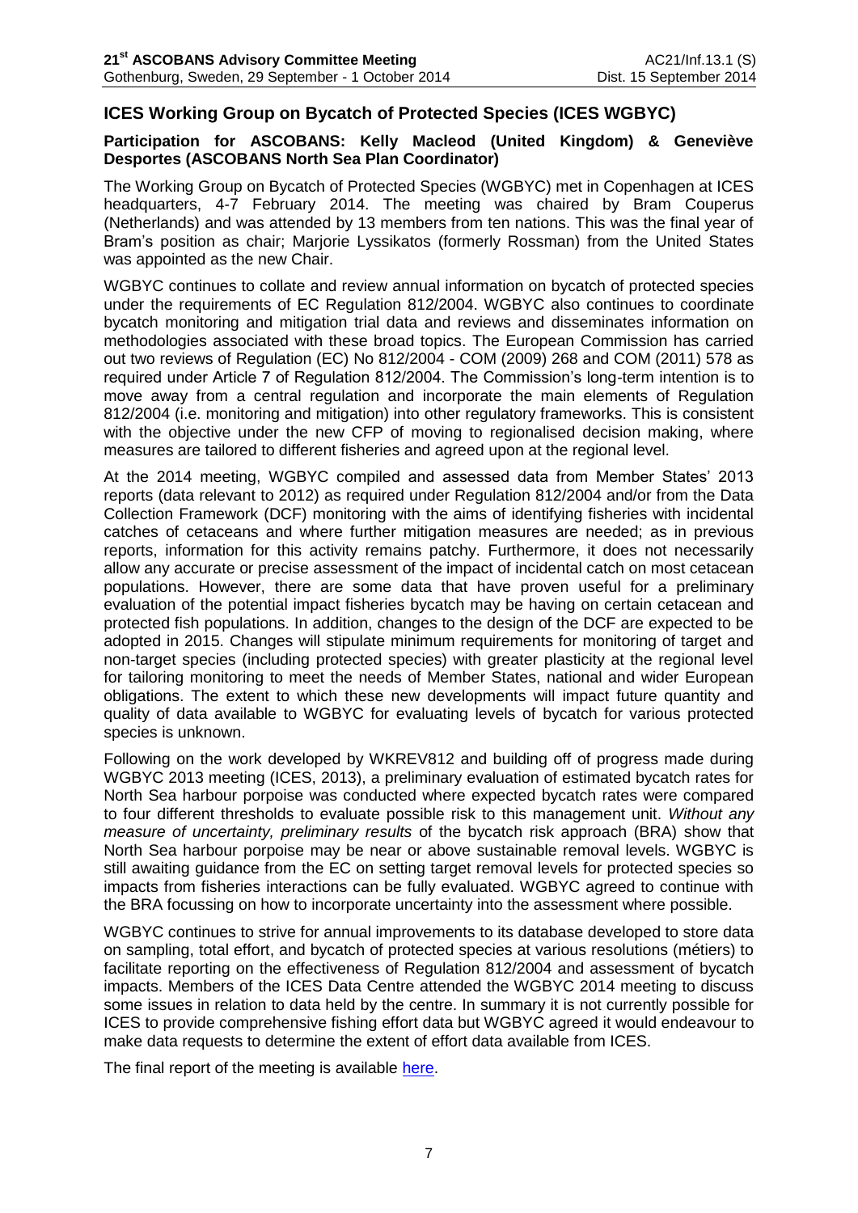## ICES Working Group on Bycatch of Protected Species (ICES WGBYC)

**Participation for ASCOBANS: Kelly Macleod (United Kingdom) & Geneviève Desportes (ASCOBANS North Sea Plan Coordinator)**

The Working Group on Bycatch of Protected Species (WGBYC) met in Copenhagen at ICES headquarters, 4-7 February 2014. The meeting was chaired by Bram Couperus (Netherlands) and was attended by 13 members from ten nations. This was the final year of Bram's position as chair; Marjorie Lyssikatos (formerly Rossman) from the United States was appointed as the new Chair.

WGBYC continues to collate and review annual information on bycatch of protected species under the requirements of EC Regulation 812/2004. WGBYC also continues to coordinate bycatch monitoring and mitigation trial data and reviews and disseminates information on methodologies associated with these broad topics. The European Commission has carried out two reviews of Regulation (EC) No 812/2004 - COM (2009) 268 and COM (2011) 578 as required under Article 7 of Regulation 812/2004. The Commission's long-term intention is to move away from a central regulation and incorporate the main elements of Regulation 812/2004 (i.e. monitoring and mitigation) into other regulatory frameworks. This is consistent with the objective under the new CFP of moving to regionalised decision making, where measures are tailored to different fisheries and agreed upon at the regional level.

At the 2014 meeting, WGBYC compiled and assessed data from Member States' 2013 reports (data relevant to 2012) as required under Regulation 812/2004 and/or from the Data Collection Framework (DCF) monitoring with the aims of identifying fisheries with incidental catches of cetaceans and where further mitigation measures are needed; as in previous reports, information for this activity remains patchy. Furthermore, it does not necessarily allow any accurate or precise assessment of the impact of incidental catch on most cetacean populations. However, there are some data that have proven useful for a preliminary evaluation of the potential impact fisheries bycatch may be having on certain cetacean and protected fish populations. In addition, changes to the design of the DCF are expected to be adopted in 2015. Changes will stipulate minimum requirements for monitoring of target and non-target species (including protected species) with greater plasticity at the regional level for tailoring monitoring to meet the needs of Member States, national and wider European obligations. The extent to which these new developments will impact future quantity and quality of data available to WGBYC for evaluating levels of bycatch for various protected species is unknown.

Following on the work developed by WKREV812 and building off of progress made during WGBYC 2013 meeting (ICES, 2013), a preliminary evaluation of estimated bycatch rates for North Sea harbour porpoise was conducted where expected bycatch rates were compared to four different thresholds to evaluate possible risk to this management unit. *Without any measure of uncertainty, preliminary results* of the bycatch risk approach (BRA) show that North Sea harbour porpoise may be near or above sustainable removal levels. WGBYC is still awaiting guidance from the EC on setting target removal levels for protected species so impacts from fisheries interactions can be fully evaluated. WGBYC agreed to continue with the BRA focussing on how to incorporate uncertainty into the assessment where possible.

WGBYC continues to strive for annual improvements to its database developed to store data on sampling, total effort, and bycatch of protected species at various resolutions (métiers) to facilitate reporting on the effectiveness of Regulation 812/2004 and assessment of bycatch impacts. Members of the ICES Data Centre attended the WGBYC 2014 meeting to discuss some issues in relation to data held by the centre. In summary it is not currently possible for ICES to provide comprehensive fishing effort data but WGBYC agreed it would endeavour to make data requests to determine the extent of effort data available from ICES.

The final report of the meeting is available here.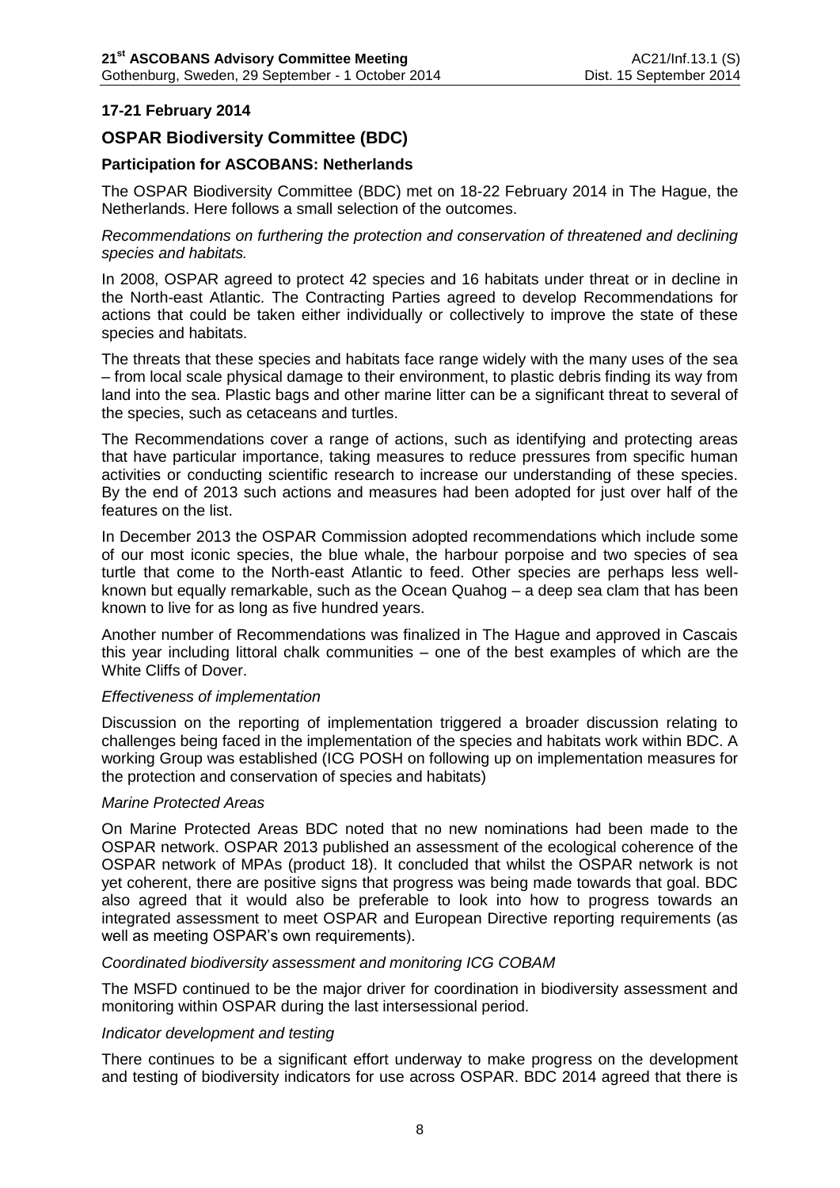**17-21 February 2014**

## OSPAR Biodiversity Committee (BDC)

**Participation for ASCOBANS: Netherlands**

The OSPAR Biodiversity Committee (BDC) met on 18-22 February 2014 in The Hague, the Netherlands. Here follows a small selection of the outcomes.

*Recommendations on furthering the protection and conservation of threatened and declining species and habitats.*

In 2008, OSPAR agreed to protect 42 species and 16 habitats under threat or in decline in the North-east Atlantic. The Contracting Parties agreed to develop Recommendations for actions that could be taken either individually or collectively to improve the state of these species and habitats.

The threats that these species and habitats face range widely with the many uses of the sea – from local scale physical damage to their environment, to plastic debris finding its way from land into the sea. Plastic bags and other marine litter can be a significant threat to several of the species, such as cetaceans and turtles.

The Recommendations cover a range of actions, such as identifying and protecting areas that have particular importance, taking measures to reduce pressures from specific human activities or conducting scientific research to increase our understanding of these species. By the end of 2013 such actions and measures had been adopted for just over half of the features on the list.

In December 2013 the OSPAR Commission adopted recommendations which include some of our most iconic species, the blue whale, the harbour porpoise and two species of sea turtle that come to the North-east Atlantic to feed. Other species are perhaps less well-known but equally remarkable, such as the Ocean Quahog – a deep sea clam that has been known to live for as long as five hundred years.

Another number of Recommendations was finalized in The Hague and approved in Cascais this year including littoral chalk communities – one of the best examples of which are the White Cliffs of Dover.

*Effectiveness of implementation*

Discussion on the reporting of implementation triggered a broader discussion relating to challenges being faced in the implementation of the species and habitats work within BDC. A working Group was established (ICG POSH on following up on implementation measures for the protection and conservation of species and habitats)

*Marine Protected Areas*

On Marine Protected Areas BDC noted that no new nominations had been made to the OSPAR network. OSPAR 2013 published an assessment of the ecological coherence of the OSPAR network of MPAs (product 18). It concluded that whilst the OSPAR network is not yet coherent, there are positive signs that progress was being made towards that goal. BDC also agreed that it would also be preferable to look into how to progress towards an integrated assessment to meet OSPAR and European Directive reporting requirements (as well as meeting OSPAR's own requirements).

*Coordinated biodiversity assessment and monitoring ICG COBAM*

The MSFD continued to be the major driver for coordination in biodiversity assessment and monitoring within OSPAR during the last intersessional period.

*Indicator development and testing*

There continues to be a significant effort underway to make progress on the development and testing of biodiversity indicators for use across OSPAR. BDC 2014 agreed that there is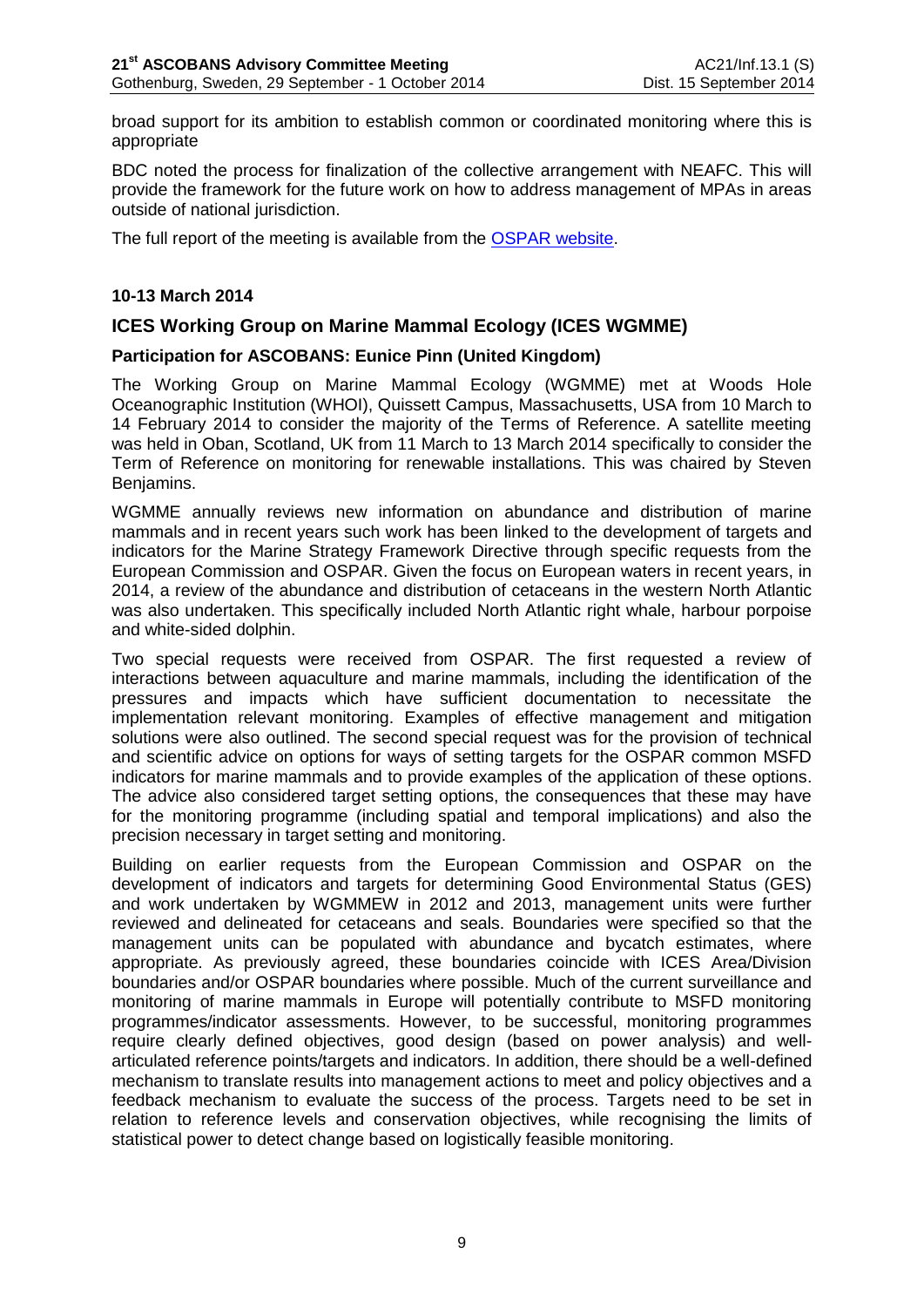broad support for its ambition to establish common or coordinated monitoring where this is appropriate

BDC noted the process for finalization of the collective arrangement with NEAFC. This will provide the framework for the future work on how to address management of MPAs in areas outside of national jurisdiction.

The full report of the meeting is available from the [OSPAR website](#).

**10-13 March 2014**

## ICES Working Group on Marine Mammal Ecology (ICES WGMME)

**Participation for ASCOBANS: Eunice Pinn (United Kingdom)**

The Working Group on Marine Mammal Ecology (WGMME) met at Woods Hole Oceanographic Institution (WHOI), Quissett Campus, Massachusetts, USA from 10 March to 14 February 2014 to consider the majority of the Terms of Reference. A satellite meeting was held in Oban, Scotland, UK from 11 March to 13 March 2014 specifically to consider the Term of Reference on monitoring for renewable installations. This was chaired by Steven Benjamins.

WGMME annually reviews new information on abundance and distribution of marine mammals and in recent years such work has been linked to the development of targets and indicators for the Marine Strategy Framework Directive through specific requests from the European Commission and OSPAR. Given the focus on European waters in recent years, in 2014, a review of the abundance and distribution of cetaceans in the western North Atlantic was also undertaken. This specifically included North Atlantic right whale, harbour porpoise and white-sided dolphin.

Two special requests were received from OSPAR. The first requested a review of interactions between aquaculture and marine mammals, including the identification of the pressures and impacts which have sufficient documentation to necessitate the implementation relevant monitoring. Examples of effective management and mitigation solutions were also outlined. The second special request was for the provision of technical and scientific advice on options for ways of setting targets for the OSPAR common MSFD indicators for marine mammals and to provide examples of the application of these options. The advice also considered target setting options, the consequences that these may have for the monitoring programme (including spatial and temporal implications) and also the precision necessary in target setting and monitoring.

Building on earlier requests from the European Commission and OSPAR on the development of indicators and targets for determining Good Environmental Status (GES) and work undertaken by WGMMEW in 2012 and 2013, management units were further reviewed and delineated for cetaceans and seals. Boundaries were specified so that the management units can be populated with abundance and bycatch estimates, where appropriate. As previously agreed, these boundaries coincide with ICES Area/Division boundaries and/or OSPAR boundaries where possible. Much of the current surveillance and monitoring of marine mammals in Europe will potentially contribute to MSFD monitoring programmes/indicator assessments. However, to be successful, monitoring programmes require clearly defined objectives, good design (based on power analysis) and well-articulated reference points/targets and indicators. In addition, there should be a well-defined mechanism to translate results into management actions to meet and policy objectives and a feedback mechanism to evaluate the success of the process. Targets need to be set in relation to reference levels and conservation objectives, while recognising the limits of statistical power to detect change based on logistically feasible monitoring.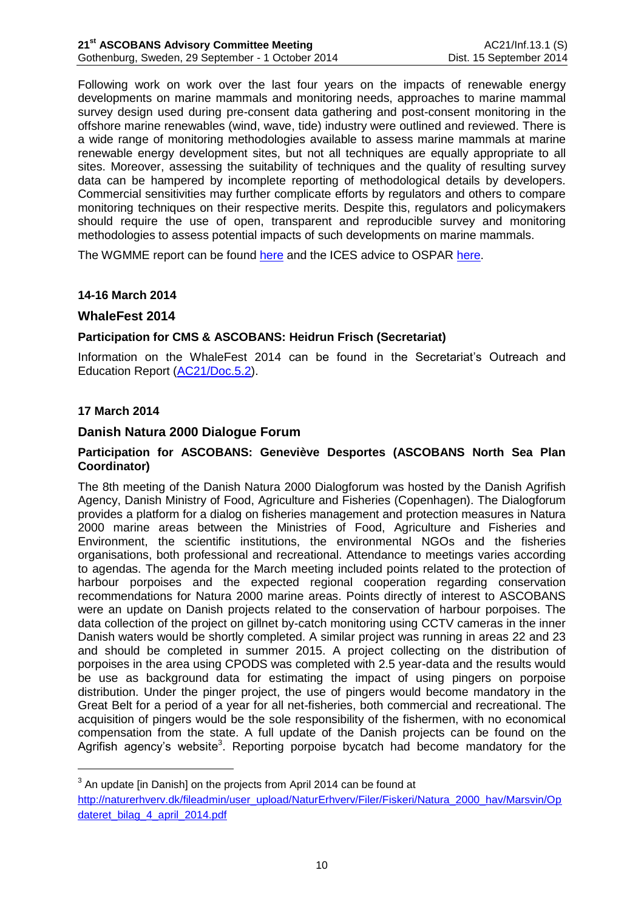Following work on work over the last four years on the impacts of renewable energy developments on marine mammals and monitoring needs, approaches to marine mammal survey design used during pre-consent data gathering and post-consent monitoring in the offshore marine renewables (wind, wave, tide) industry were outlined and reviewed. There is a wide range of monitoring methodologies available to assess marine mammals at marine renewable energy development sites, but not all techniques are equally appropriate to all sites. Moreover, assessing the suitability of techniques and the quality of resulting survey data can be hampered by incomplete reporting of methodological details by developers. Commercial sensitivities may further complicate efforts by regulators and others to compare monitoring techniques on their respective merits. Despite this, regulators and policymakers should require the use of open, transparent and reproducible survey and monitoring methodologies to assess potential impacts of such developments on marine mammals.

The WGMME report can be found here and the ICES advice to OSPAR here.

**14-16 March 2014**

## WhaleFest 2014

**Participation for CMS & ASCOBANS: Heidrun Frisch (Secretariat)**

Information on the WhaleFest 2014 can be found in the Secretariat's Outreach and Education Report (AC21/Doc.5.2).

**17 March 2014**

## Danish Natura 2000 Dialogue Forum

**Participation for ASCOBANS: Geneviève Desportes (ASCOBANS North Sea Plan Coordinator)**

The 8th meeting of the Danish Natura 2000 Dialogforum was hosted by the Danish Agrifish Agency, Danish Ministry of Food, Agriculture and Fisheries (Copenhagen). The Dialogforum provides a platform for a dialog on fisheries management and protection measures in Natura 2000 marine areas between the Ministries of Food, Agriculture and Fisheries and Environment, the scientific institutions, the environmental NGOs and the fisheries organisations, both professional and recreational. Attendance to meetings varies according to agendas. The agenda for the March meeting included points related to the protection of harbour porpoises and the expected regional cooperation regarding conservation recommendations for Natura 2000 marine areas. Points directly of interest to ASCOBANS were an update on Danish projects related to the conservation of harbour porpoises. The data collection of the project on gillnet by-catch monitoring using CCTV cameras in the inner Danish waters would be shortly completed. A similar project was running in areas 22 and 23 and should be completed in summer 2015. A project collecting on the distribution of porpoises in the area using CPODS was completed with 2.5 year-data and the results would be use as background data for estimating the impact of using pingers on porpoise distribution. Under the pinger project, the use of pingers would become mandatory in the Great Belt for a period of a year for all net-fisheries, both commercial and recreational. The acquisition of pingers would be the sole responsibility of the fishermen, with no economical compensation from the state. A full update of the Danish projects can be found on the Agrifish agency's website[3]. Reporting porpoise bycatch had become mandatory for the

[3] An update [in Danish] on the projects from April 2014 can be found at http://naturerhverv.dk/fileadmin/user_upload/NaturErhverv/Filer/Fiskeri/Natura_2000_hav/Marsvin/Opdateret_bilag_4_april_2014.pdf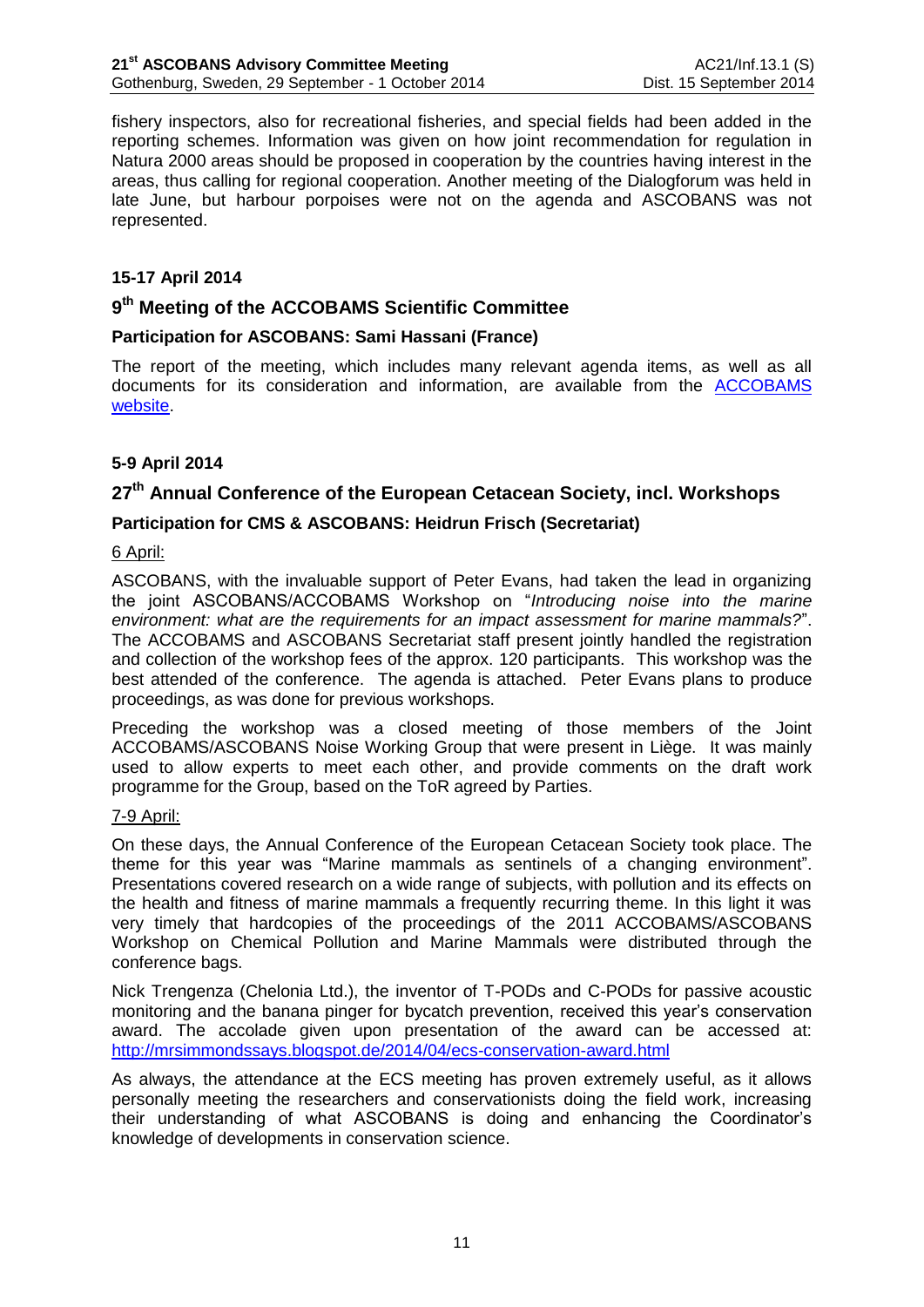fishery inspectors, also for recreational fisheries, and special fields had been added in the reporting schemes. Information was given on how joint recommendation for regulation in Natura 2000 areas should be proposed in cooperation by the countries having interest in the areas, thus calling for regional cooperation. Another meeting of the Dialogforum was held in late June, but harbour porpoises were not on the agenda and ASCOBANS was not represented.

**15-17 April 2014**

## 9th Meeting of the ACCOBAMS Scientific Committee

**Participation for ASCOBANS: Sami Hassani (France)**

The report of the meeting, which includes many relevant agenda items, as well as all documents for its consideration and information, are available from the ACCOBAMS website.

**5-9 April 2014**

## 27th Annual Conference of the European Cetacean Society, incl. Workshops

**Participation for CMS & ASCOBANS: Heidrun Frisch (Secretariat)**

6 April:

ASCOBANS, with the invaluable support of Peter Evans, had taken the lead in organizing the joint ASCOBANS/ACCOBAMS Workshop on "*Introducing noise into the marine environment: what are the requirements for an impact assessment for marine mammals?*". The ACCOBAMS and ASCOBANS Secretariat staff present jointly handled the registration and collection of the workshop fees of the approx. 120 participants. This workshop was the best attended of the conference. The agenda is attached. Peter Evans plans to produce proceedings, as was done for previous workshops.

Preceding the workshop was a closed meeting of those members of the Joint ACCOBAMS/ASCOBANS Noise Working Group that were present in Liège. It was mainly used to allow experts to meet each other, and provide comments on the draft work programme for the Group, based on the ToR agreed by Parties.

7-9 April:

On these days, the Annual Conference of the European Cetacean Society took place. The theme for this year was "Marine mammals as sentinels of a changing environment". Presentations covered research on a wide range of subjects, with pollution and its effects on the health and fitness of marine mammals a frequently recurring theme. In this light it was very timely that hardcopies of the proceedings of the 2011 ACCOBAMS/ASCOBANS Workshop on Chemical Pollution and Marine Mammals were distributed through the conference bags.

Nick Trengenza (Chelonia Ltd.), the inventor of T-PODs and C-PODs for passive acoustic monitoring and the banana pinger for bycatch prevention, received this year's conservation award. The accolade given upon presentation of the award can be accessed at: http://mrsimmondssays.blogspot.de/2014/04/ecs-conservation-award.html

As always, the attendance at the ECS meeting has proven extremely useful, as it allows personally meeting the researchers and conservationists doing the field work, increasing their understanding of what ASCOBANS is doing and enhancing the Coordinator's knowledge of developments in conservation science.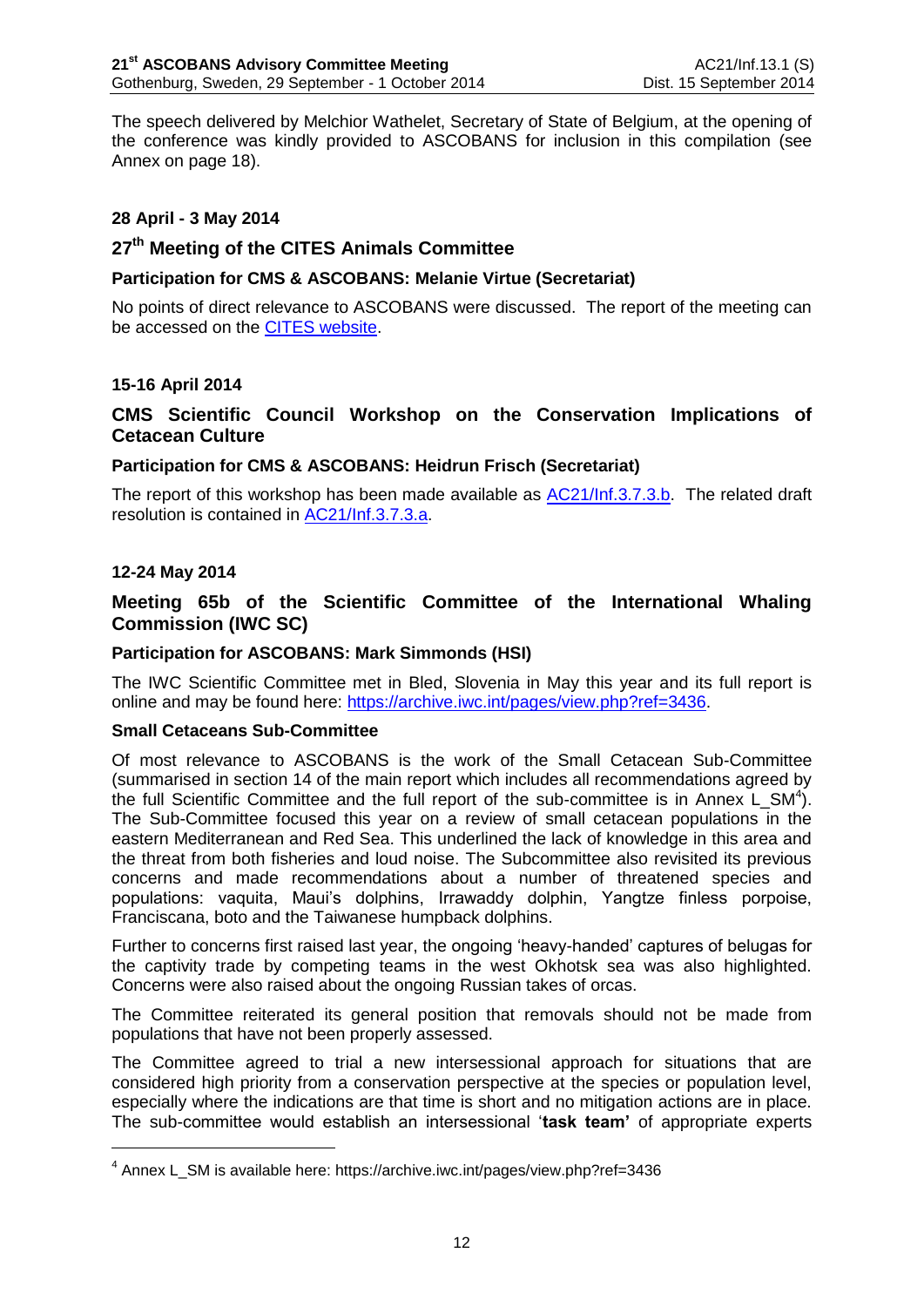The speech delivered by Melchior Wathelet, Secretary of State of Belgium, at the opening of the conference was kindly provided to ASCOBANS for inclusion in this compilation (see Annex on page 18).

**28 April - 3 May 2014**

## 27th Meeting of the CITES Animals Committee

**Participation for CMS & ASCOBANS: Melanie Virtue (Secretariat)**

No points of direct relevance to ASCOBANS were discussed. The report of the meeting can be accessed on the CITES website.

**15-16 April 2014**

## CMS Scientific Council Workshop on the Conservation Implications of Cetacean Culture

**Participation for CMS & ASCOBANS: Heidrun Frisch (Secretariat)**

The report of this workshop has been made available as AC21/Inf.3.7.3.b. The related draft resolution is contained in AC21/Inf.3.7.3.a.

**12-24 May 2014**

## Meeting 65b of the Scientific Committee of the International Whaling Commission (IWC SC)

**Participation for ASCOBANS: Mark Simmonds (HSI)**

The IWC Scientific Committee met in Bled, Slovenia in May this year and its full report is online and may be found here: https://archive.iwc.int/pages/view.php?ref=3436.

**Small Cetaceans Sub-Committee**

Of most relevance to ASCOBANS is the work of the Small Cetacean Sub-Committee (summarised in section 14 of the main report which includes all recommendations agreed by the full Scientific Committee and the full report of the sub-committee is in Annex L_SM[4]). The Sub-Committee focused this year on a review of small cetacean populations in the eastern Mediterranean and Red Sea. This underlined the lack of knowledge in this area and the threat from both fisheries and loud noise. The Subcommittee also revisited its previous concerns and made recommendations about a number of threatened species and populations: vaquita, Maui's dolphins, Irrawaddy dolphin, Yangtze finless porpoise, Franciscana, boto and the Taiwanese humpback dolphins.

Further to concerns first raised last year, the ongoing 'heavy-handed' captures of belugas for the captivity trade by competing teams in the west Okhotsk sea was also highlighted. Concerns were also raised about the ongoing Russian takes of orcas.

The Committee reiterated its general position that removals should not be made from populations that have not been properly assessed.

The Committee agreed to trial a new intersessional approach for situations that are considered high priority from a conservation perspective at the species or population level, especially where the indications are that time is short and no mitigation actions are in place. The sub-committee would establish an intersessional '**task team'** of appropriate experts

---

[4] Annex L_SM is available here: https://archive.iwc.int/pages/view.php?ref=3436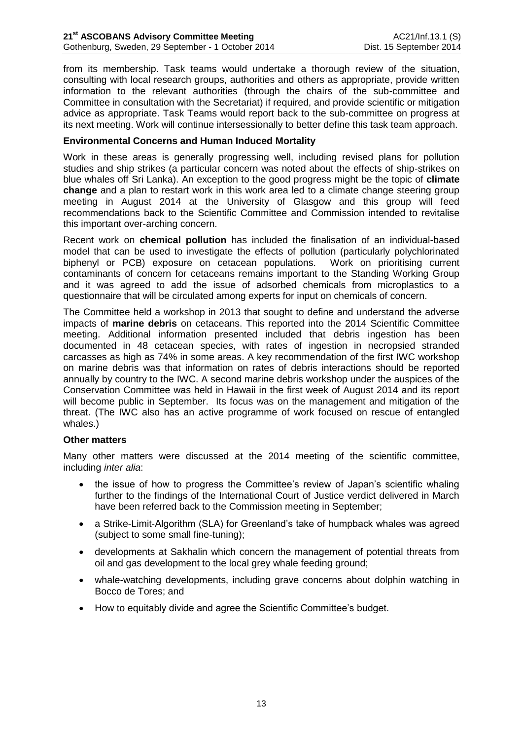from its membership. Task teams would undertake a thorough review of the situation, consulting with local research groups, authorities and others as appropriate, provide written information to the relevant authorities (through the chairs of the sub-committee and Committee in consultation with the Secretariat) if required, and provide scientific or mitigation advice as appropriate. Task Teams would report back to the sub-committee on progress at its next meeting. Work will continue intersessionally to better define this task team approach.

**Environmental Concerns and Human Induced Mortality**

Work in these areas is generally progressing well, including revised plans for pollution studies and ship strikes (a particular concern was noted about the effects of ship-strikes on blue whales off Sri Lanka). An exception to the good progress might be the topic of **climate change** and a plan to restart work in this work area led to a climate change steering group meeting in August 2014 at the University of Glasgow and this group will feed recommendations back to the Scientific Committee and Commission intended to revitalise this important over-arching concern.

Recent work on **chemical pollution** has included the finalisation of an individual-based model that can be used to investigate the effects of pollution (particularly polychlorinated biphenyl or PCB) exposure on cetacean populations. Work on prioritising current contaminants of concern for cetaceans remains important to the Standing Working Group and it was agreed to add the issue of adsorbed chemicals from microplastics to a questionnaire that will be circulated among experts for input on chemicals of concern.

The Committee held a workshop in 2013 that sought to define and understand the adverse impacts of **marine debris** on cetaceans. This reported into the 2014 Scientific Committee meeting. Additional information presented included that debris ingestion has been documented in 48 cetacean species, with rates of ingestion in necropsied stranded carcasses as high as 74% in some areas. A key recommendation of the first IWC workshop on marine debris was that information on rates of debris interactions should be reported annually by country to the IWC. A second marine debris workshop under the auspices of the Conservation Committee was held in Hawaii in the first week of August 2014 and its report will become public in September. Its focus was on the management and mitigation of the threat. (The IWC also has an active programme of work focused on rescue of entangled whales.)

**Other matters**

Many other matters were discussed at the 2014 meeting of the scientific committee, including *inter alia*:

- the issue of how to progress the Committee's review of Japan's scientific whaling further to the findings of the International Court of Justice verdict delivered in March have been referred back to the Commission meeting in September;
- a Strike-Limit-Algorithm (SLA) for Greenland's take of humpback whales was agreed (subject to some small fine-tuning);
- developments at Sakhalin which concern the management of potential threats from oil and gas development to the local grey whale feeding ground;
- whale-watching developments, including grave concerns about dolphin watching in Bocco de Tores; and
- How to equitably divide and agree the Scientific Committee's budget.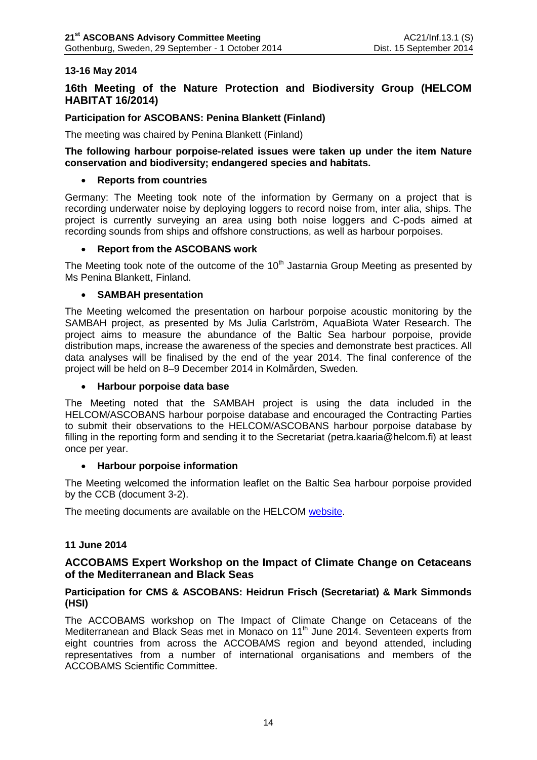**13-16 May 2014**

## 16th Meeting of the Nature Protection and Biodiversity Group (HELCOM HABITAT 16/2014)

**Participation for ASCOBANS: Penina Blankett (Finland)**

The meeting was chaired by Penina Blankett (Finland)

**The following harbour porpoise-related issues were taken up under the item Nature conservation and biodiversity; endangered species and habitats.**

- **Reports from countries**

Germany: The Meeting took note of the information by Germany on a project that is recording underwater noise by deploying loggers to record noise from, inter alia, ships. The project is currently surveying an area using both noise loggers and C-pods aimed at recording sounds from ships and offshore constructions, as well as harbour porpoises.

- **Report from the ASCOBANS work**

The Meeting took note of the outcome of the 10th Jastarnia Group Meeting as presented by Ms Penina Blankett, Finland.

- **SAMBAH presentation**

The Meeting welcomed the presentation on harbour porpoise acoustic monitoring by the SAMBAH project, as presented by Ms Julia Carlström, AquaBiota Water Research. The project aims to measure the abundance of the Baltic Sea harbour porpoise, provide distribution maps, increase the awareness of the species and demonstrate best practices. All data analyses will be finalised by the end of the year 2014. The final conference of the project will be held on 8–9 December 2014 in Kolmården, Sweden.

- **Harbour porpoise data base**

The Meeting noted that the SAMBAH project is using the data included in the HELCOM/ASCOBANS harbour porpoise database and encouraged the Contracting Parties to submit their observations to the HELCOM/ASCOBANS harbour porpoise database by filling in the reporting form and sending it to the Secretariat (petra.kaaria@helcom.fi) at least once per year.

- **Harbour porpoise information**

The Meeting welcomed the information leaflet on the Baltic Sea harbour porpoise provided by the CCB (document 3-2).

The meeting documents are available on the HELCOM website.

**11 June 2014**

## ACCOBAMS Expert Workshop on the Impact of Climate Change on Cetaceans of the Mediterranean and Black Seas

**Participation for CMS & ASCOBANS: Heidrun Frisch (Secretariat) & Mark Simmonds (HSI)**

The ACCOBAMS workshop on The Impact of Climate Change on Cetaceans of the Mediterranean and Black Seas met in Monaco on 11th June 2014. Seventeen experts from eight countries from across the ACCOBAMS region and beyond attended, including representatives from a number of international organisations and members of the ACCOBAMS Scientific Committee.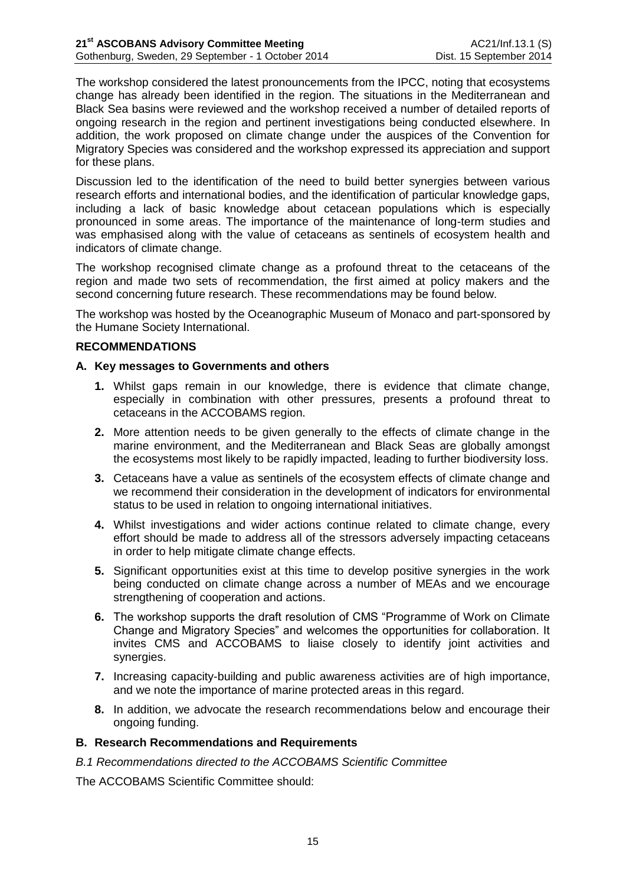The workshop considered the latest pronouncements from the IPCC, noting that ecosystems change has already been identified in the region. The situations in the Mediterranean and Black Sea basins were reviewed and the workshop received a number of detailed reports of ongoing research in the region and pertinent investigations being conducted elsewhere. In addition, the work proposed on climate change under the auspices of the Convention for Migratory Species was considered and the workshop expressed its appreciation and support for these plans.

Discussion led to the identification of the need to build better synergies between various research efforts and international bodies, and the identification of particular knowledge gaps, including a lack of basic knowledge about cetacean populations which is especially pronounced in some areas. The importance of the maintenance of long-term studies and was emphasised along with the value of cetaceans as sentinels of ecosystem health and indicators of climate change.

The workshop recognised climate change as a profound threat to the cetaceans of the region and made two sets of recommendation, the first aimed at policy makers and the second concerning future research. These recommendations may be found below.

The workshop was hosted by the Oceanographic Museum of Monaco and part-sponsored by the Humane Society International.

**RECOMMENDATIONS**

**A. Key messages to Governments and others**

1. Whilst gaps remain in our knowledge, there is evidence that climate change, especially in combination with other pressures, presents a profound threat to cetaceans in the ACCOBAMS region.
2. More attention needs to be given generally to the effects of climate change in the marine environment, and the Mediterranean and Black Seas are globally amongst the ecosystems most likely to be rapidly impacted, leading to further biodiversity loss.
3. Cetaceans have a value as sentinels of the ecosystem effects of climate change and we recommend their consideration in the development of indicators for environmental status to be used in relation to ongoing international initiatives.
4. Whilst investigations and wider actions continue related to climate change, every effort should be made to address all of the stressors adversely impacting cetaceans in order to help mitigate climate change effects.
5. Significant opportunities exist at this time to develop positive synergies in the work being conducted on climate change across a number of MEAs and we encourage strengthening of cooperation and actions.
6. The workshop supports the draft resolution of CMS "Programme of Work on Climate Change and Migratory Species" and welcomes the opportunities for collaboration. It invites CMS and ACCOBAMS to liaise closely to identify joint activities and synergies.
7. Increasing capacity-building and public awareness activities are of high importance, and we note the importance of marine protected areas in this regard.
8. In addition, we advocate the research recommendations below and encourage their ongoing funding.

**B. Research Recommendations and Requirements**

*B.1 Recommendations directed to the ACCOBAMS Scientific Committee*

The ACCOBAMS Scientific Committee should: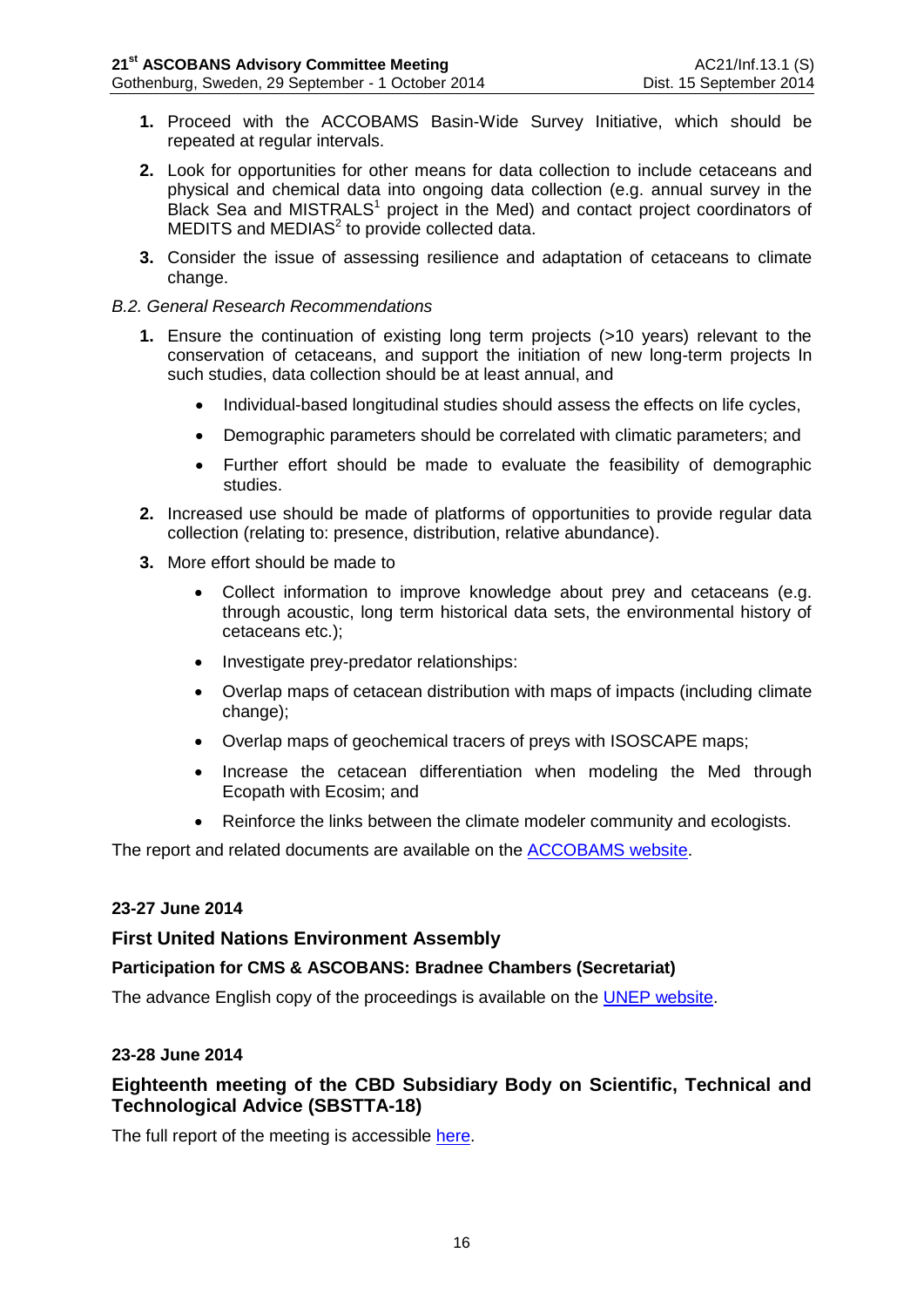1. Proceed with the ACCOBAMS Basin-Wide Survey Initiative, which should be repeated at regular intervals.

2. Look for opportunities for other means for data collection to include cetaceans and physical and chemical data into ongoing data collection (e.g. annual survey in the Black Sea and MISTRALS[1] project in the Med) and contact project coordinators of MEDITS and MEDIAS[2] to provide collected data.

3. Consider the issue of assessing resilience and adaptation of cetaceans to climate change.

*B.2. General Research Recommendations*

1. Ensure the continuation of existing long term projects (>10 years) relevant to the conservation of cetaceans, and support the initiation of new long-term projects In such studies, data collection should be at least annual, and

   - Individual-based longitudinal studies should assess the effects on life cycles,
   - Demographic parameters should be correlated with climatic parameters; and
   - Further effort should be made to evaluate the feasibility of demographic studies.

2. Increased use should be made of platforms of opportunities to provide regular data collection (relating to: presence, distribution, relative abundance).

3. More effort should be made to

   - Collect information to improve knowledge about prey and cetaceans (e.g. through acoustic, long term historical data sets, the environmental history of cetaceans etc.);
   - Investigate prey-predator relationships:
   - Overlap maps of cetacean distribution with maps of impacts (including climate change);
   - Overlap maps of geochemical tracers of preys with ISOSCAPE maps;
   - Increase the cetacean differentiation when modeling the Med through Ecopath with Ecosim; and
   - Reinforce the links between the climate modeler community and ecologists.

The report and related documents are available on the ACCOBAMS website.

**23-27 June 2014**

### First United Nations Environment Assembly

**Participation for CMS & ASCOBANS: Bradnee Chambers (Secretariat)**

The advance English copy of the proceedings is available on the UNEP website.

**23-28 June 2014**

### Eighteenth meeting of the CBD Subsidiary Body on Scientific, Technical and Technological Advice (SBSTTA-18)

The full report of the meeting is accessible here.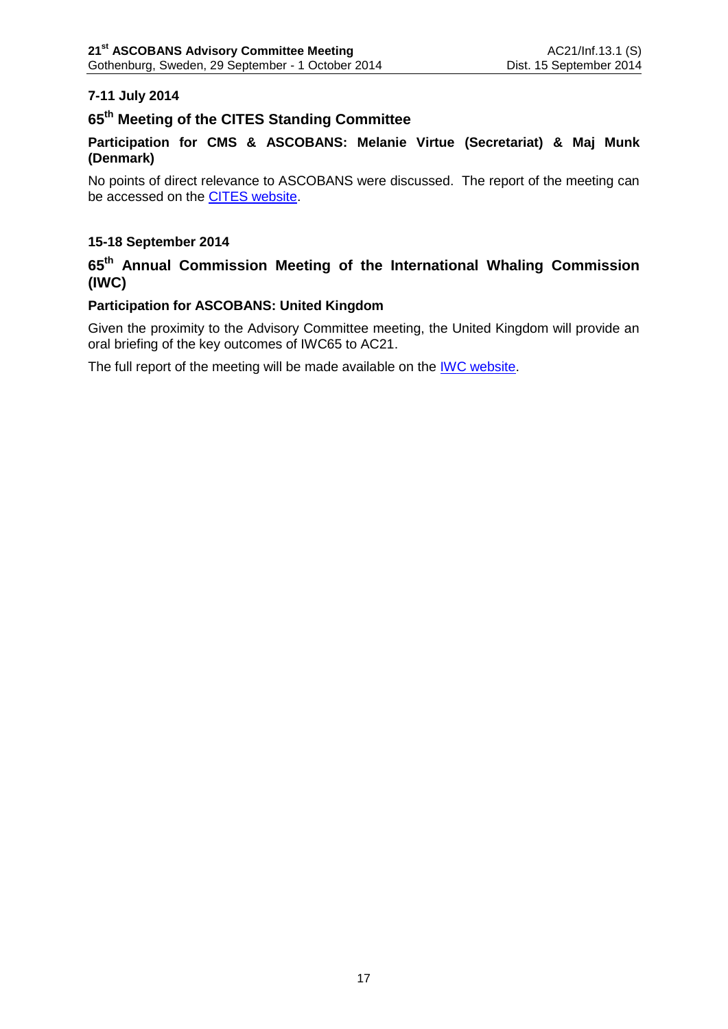**7-11 July 2014**

## 65th Meeting of the CITES Standing Committee

**Participation for CMS & ASCOBANS: Melanie Virtue (Secretariat) & Maj Munk (Denmark)**

No points of direct relevance to ASCOBANS were discussed. The report of the meeting can be accessed on the CITES website.

**15-18 September 2014**

## 65th Annual Commission Meeting of the International Whaling Commission (IWC)

**Participation for ASCOBANS: United Kingdom**

Given the proximity to the Advisory Committee meeting, the United Kingdom will provide an oral briefing of the key outcomes of IWC65 to AC21.

The full report of the meeting will be made available on the IWC website.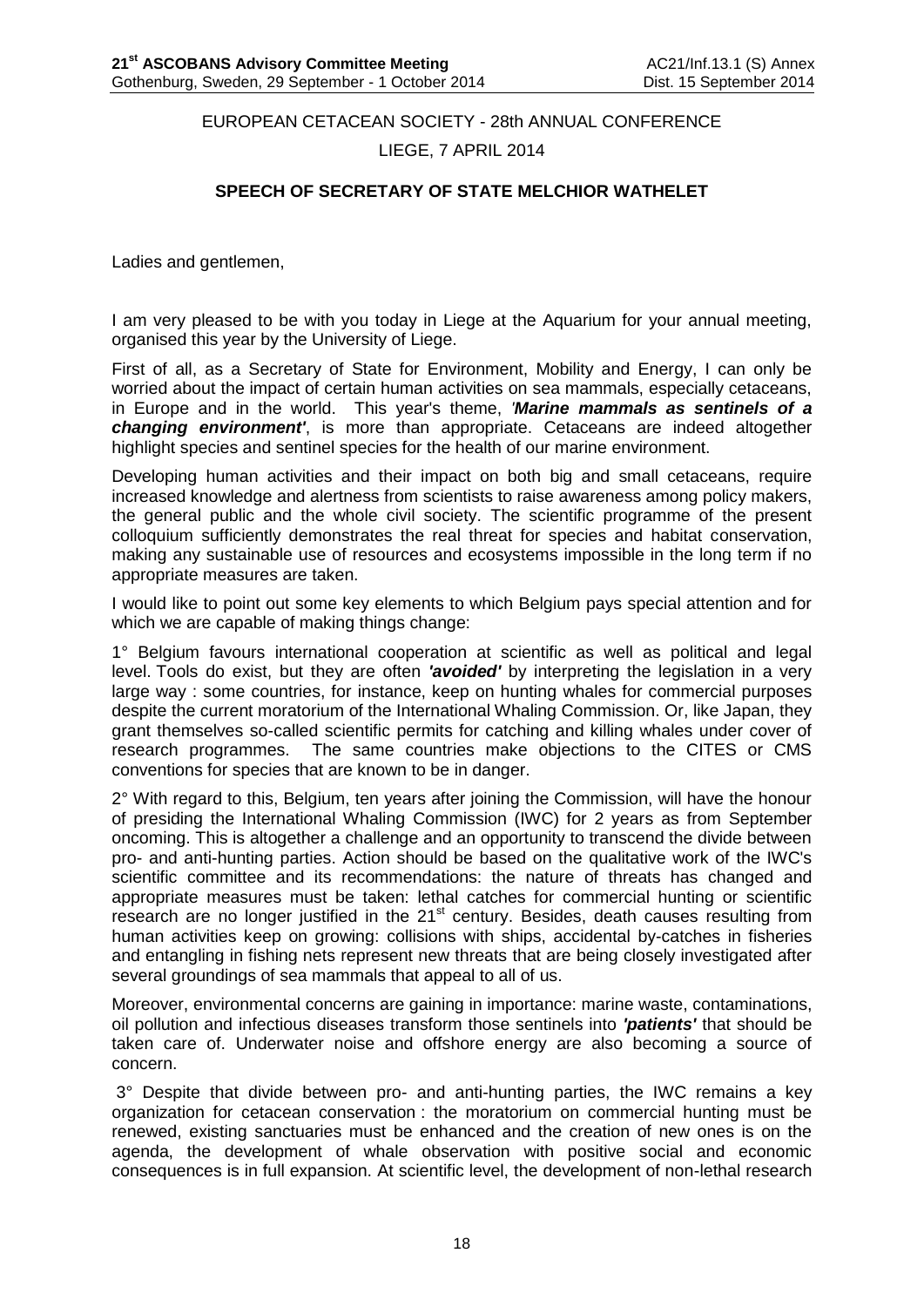EUROPEAN CETACEAN SOCIETY - 28th ANNUAL CONFERENCE

LIEGE, 7 APRIL 2014

**SPEECH OF SECRETARY OF STATE MELCHIOR WATHELET**

Ladies and gentlemen,

I am very pleased to be with you today in Liege at the Aquarium for your annual meeting, organised this year by the University of Liege.

First of all, as a Secretary of State for Environment, Mobility and Energy, I can only be worried about the impact of certain human activities on sea mammals, especially cetaceans, in Europe and in the world. This year's theme, ***'Marine mammals as sentinels of a changing environment'***, is more than appropriate. Cetaceans are indeed altogether highlight species and sentinel species for the health of our marine environment.

Developing human activities and their impact on both big and small cetaceans, require increased knowledge and alertness from scientists to raise awareness among policy makers, the general public and the whole civil society. The scientific programme of the present colloquium sufficiently demonstrates the real threat for species and habitat conservation, making any sustainable use of resources and ecosystems impossible in the long term if no appropriate measures are taken.

I would like to point out some key elements to which Belgium pays special attention and for which we are capable of making things change:

1° Belgium favours international cooperation at scientific as well as political and legal level. Tools do exist, but they are often ***'avoided'*** by interpreting the legislation in a very large way : some countries, for instance, keep on hunting whales for commercial purposes despite the current moratorium of the International Whaling Commission. Or, like Japan, they grant themselves so-called scientific permits for catching and killing whales under cover of research programmes. The same countries make objections to the CITES or CMS conventions for species that are known to be in danger.

2° With regard to this, Belgium, ten years after joining the Commission, will have the honour of presiding the International Whaling Commission (IWC) for 2 years as from September oncoming. This is altogether a challenge and an opportunity to transcend the divide between pro- and anti-hunting parties. Action should be based on the qualitative work of the IWC's scientific committee and its recommendations: the nature of threats has changed and appropriate measures must be taken: lethal catches for commercial hunting or scientific research are no longer justified in the 21st century. Besides, death causes resulting from human activities keep on growing: collisions with ships, accidental by-catches in fisheries and entangling in fishing nets represent new threats that are being closely investigated after several groundings of sea mammals that appeal to all of us.

Moreover, environmental concerns are gaining in importance: marine waste, contaminations, oil pollution and infectious diseases transform those sentinels into ***'patients'*** that should be taken care of. Underwater noise and offshore energy are also becoming a source of concern.

3° Despite that divide between pro- and anti-hunting parties, the IWC remains a key organization for cetacean conservation : the moratorium on commercial hunting must be renewed, existing sanctuaries must be enhanced and the creation of new ones is on the agenda, the development of whale observation with positive social and economic consequences is in full expansion. At scientific level, the development of non-lethal research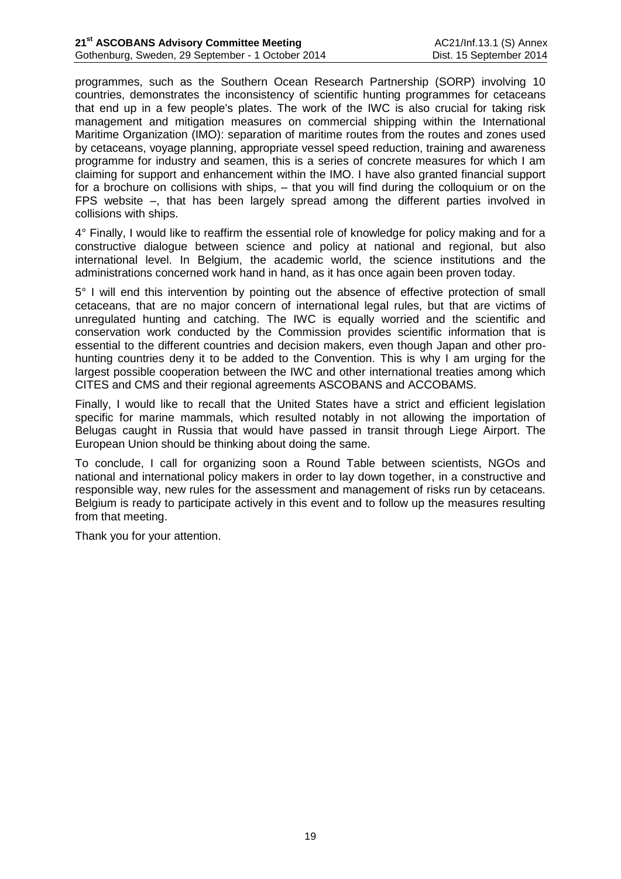programmes, such as the Southern Ocean Research Partnership (SORP) involving 10 countries, demonstrates the inconsistency of scientific hunting programmes for cetaceans that end up in a few people's plates. The work of the IWC is also crucial for taking risk management and mitigation measures on commercial shipping within the International Maritime Organization (IMO): separation of maritime routes from the routes and zones used by cetaceans, voyage planning, appropriate vessel speed reduction, training and awareness programme for industry and seamen, this is a series of concrete measures for which I am claiming for support and enhancement within the IMO. I have also granted financial support for a brochure on collisions with ships, – that you will find during the colloquium or on the FPS website –, that has been largely spread among the different parties involved in collisions with ships.

4° Finally, I would like to reaffirm the essential role of knowledge for policy making and for a constructive dialogue between science and policy at national and regional, but also international level. In Belgium, the academic world, the science institutions and the administrations concerned work hand in hand, as it has once again been proven today.

5° I will end this intervention by pointing out the absence of effective protection of small cetaceans, that are no major concern of international legal rules, but that are victims of unregulated hunting and catching. The IWC is equally worried and the scientific and conservation work conducted by the Commission provides scientific information that is essential to the different countries and decision makers, even though Japan and other pro-hunting countries deny it to be added to the Convention. This is why I am urging for the largest possible cooperation between the IWC and other international treaties among which CITES and CMS and their regional agreements ASCOBANS and ACCOBAMS.

Finally, I would like to recall that the United States have a strict and efficient legislation specific for marine mammals, which resulted notably in not allowing the importation of Belugas caught in Russia that would have passed in transit through Liege Airport. The European Union should be thinking about doing the same.

To conclude, I call for organizing soon a Round Table between scientists, NGOs and national and international policy makers in order to lay down together, in a constructive and responsible way, new rules for the assessment and management of risks run by cetaceans. Belgium is ready to participate actively in this event and to follow up the measures resulting from that meeting.

Thank you for your attention.